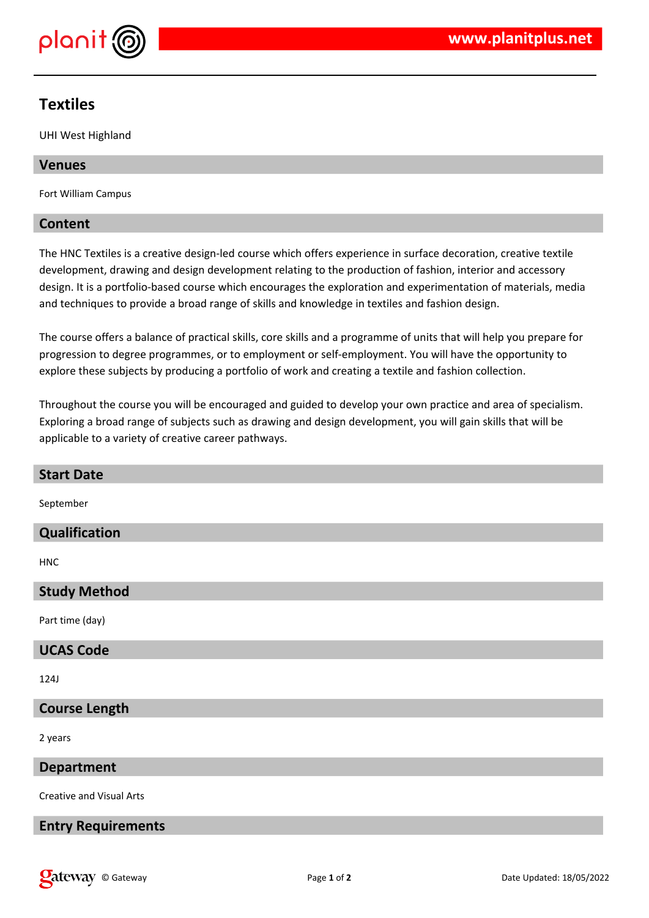# Textiles

UHI West Highland

## Venues

Fort William Campus

## Content

The HNC Textiles is a creative design-led course which offers experience in surface decoration, creative textile development, drawing and design development relating to the production of fashion, interior and accessory design. It is a portfolio-based course which encourages the exploration and experimentation of materials, media and techniques to provide a broad range of skills and knowledge in textiles and fashion design.

The course offers a balance of practical skills, core skills and a programme of units that will help you prepare for progression to degree programmes, or to employment or self-employment. You will have the opportunity to explore these subjects by producing a portfolio of work and creating a textile and fashion collection.

Throughout the course you will be encouraged and guided to develop your own practice and area of specialism. Exploring a broad range of subjects such as drawing and design development, you will gain skills that will be applicable to a variety of creative career pathways.

## Start Date

September

## Qualification

HNC

## Study Method

Part time (day)

## UCAS Code

124J

## Course Length

2 years

## Department

Creative and Visual Arts

## Entry Requirements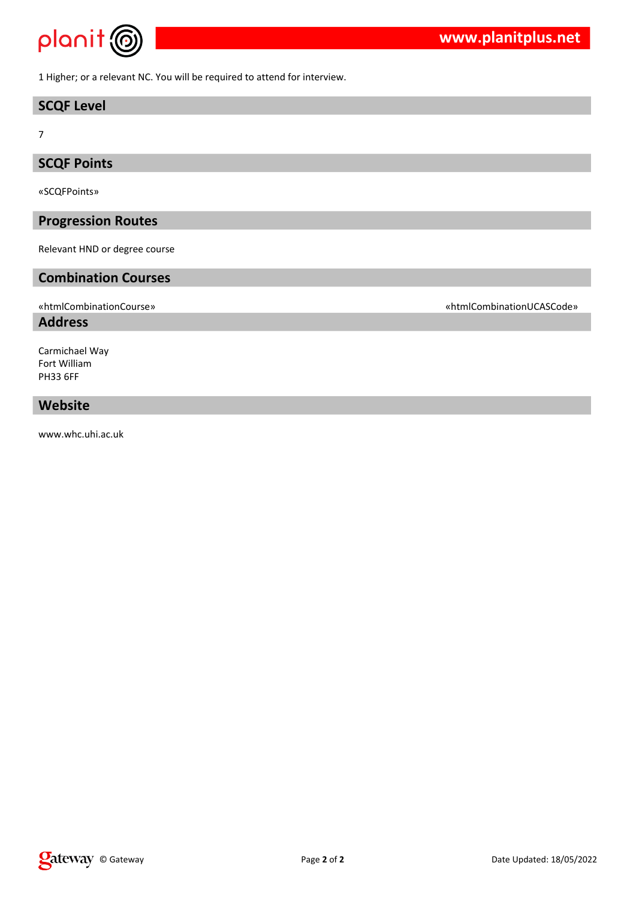1 Higher; or a relevant NC. You will be required to attend for interview.

## SCQF Level

7

## SCQF Points

«SCQFPoints»

## Progression Routes

Relevant HND or degree course

## Combination Courses

«htmlCombinationCourse» «htmlCombinationUCASCode»

## Address

Carmichael Way
Fort William
PH33 6FF

## Website

www.whc.uhi.ac.uk